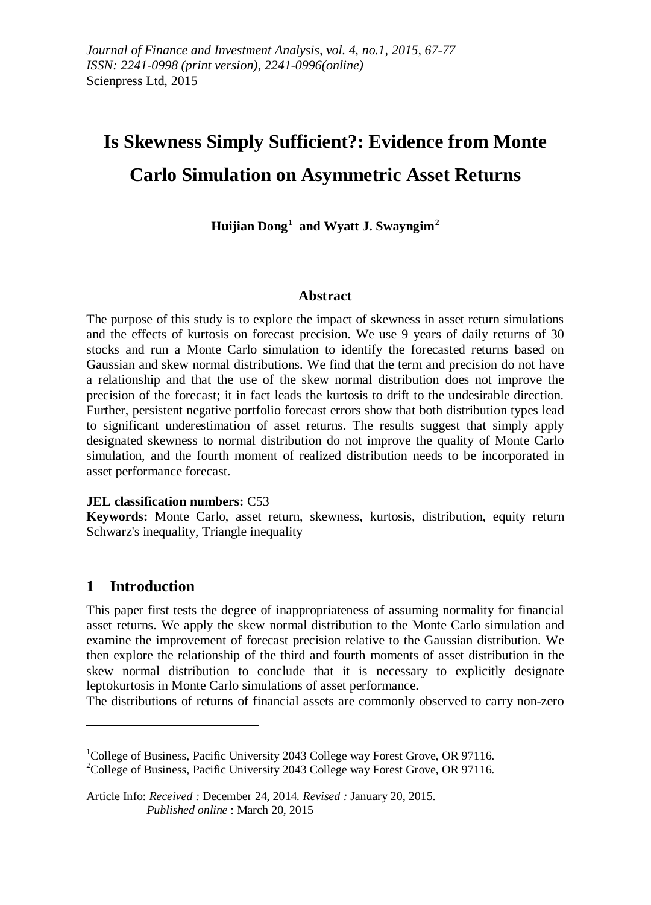*Journal of Finance and Investment Analysis, vol. 4, no.1, 2015, 67-77*
*ISSN: 2241-0998 (print version), 2241-0996(online)*
Scienpress Ltd, 2015

# Is Skewness Simply Sufficient?: Evidence from Monte Carlo Simulation on Asymmetric Asset Returns

**Huijian Dong[1] and Wyatt J. Swayngim[2]**

## Abstract

The purpose of this study is to explore the impact of skewness in asset return simulations and the effects of kurtosis on forecast precision. We use 9 years of daily returns of 30 stocks and run a Monte Carlo simulation to identify the forecasted returns based on Gaussian and skew normal distributions. We find that the term and precision do not have a relationship and that the use of the skew normal distribution does not improve the precision of the forecast; it in fact leads the kurtosis to drift to the undesirable direction. Further, persistent negative portfolio forecast errors show that both distribution types lead to significant underestimation of asset returns. The results suggest that simply apply designated skewness to normal distribution do not improve the quality of Monte Carlo simulation, and the fourth moment of realized distribution needs to be incorporated in asset performance forecast.

**JEL classification numbers:** C53

**Keywords:** Monte Carlo, asset return, skewness, kurtosis, distribution, equity return Schwarz's inequality, Triangle inequality

## 1 Introduction

This paper first tests the degree of inappropriateness of assuming normality for financial asset returns. We apply the skew normal distribution to the Monte Carlo simulation and examine the improvement of forecast precision relative to the Gaussian distribution. We then explore the relationship of the third and fourth moments of asset distribution in the skew normal distribution to conclude that it is necessary to explicitly designate leptokurtosis in Monte Carlo simulations of asset performance.

The distributions of returns of financial assets are commonly observed to carry non-zero

---

[1]College of Business, Pacific University 2043 College way Forest Grove, OR 97116.

[2]College of Business, Pacific University 2043 College way Forest Grove, OR 97116.

Article Info: *Received :* December 24, 2014. *Revised :* January 20, 2015.
*Published online* : March 20, 2015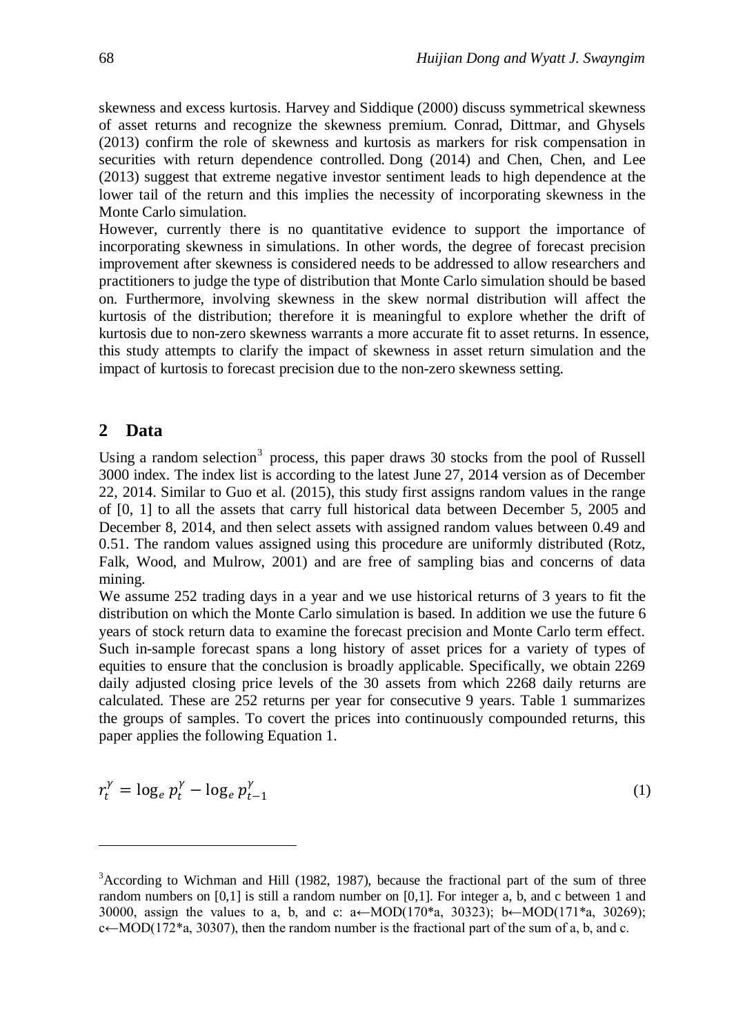skewness and excess kurtosis. Harvey and Siddique (2000) discuss symmetrical skewness of asset returns and recognize the skewness premium. Conrad, Dittmar, and Ghysels (2013) confirm the role of skewness and kurtosis as markers for risk compensation in securities with return dependence controlled. Dong (2014) and Chen, Chen, and Lee (2013) suggest that extreme negative investor sentiment leads to high dependence at the lower tail of the return and this implies the necessity of incorporating skewness in the Monte Carlo simulation.

However, currently there is no quantitative evidence to support the importance of incorporating skewness in simulations. In other words, the degree of forecast precision improvement after skewness is considered needs to be addressed to allow researchers and practitioners to judge the type of distribution that Monte Carlo simulation should be based on. Furthermore, involving skewness in the skew normal distribution will affect the kurtosis of the distribution; therefore it is meaningful to explore whether the drift of kurtosis due to non-zero skewness warrants a more accurate fit to asset returns. In essence, this study attempts to clarify the impact of skewness in asset return simulation and the impact of kurtosis to forecast precision due to the non-zero skewness setting.

## 2 Data

Using a random selection[3] process, this paper draws 30 stocks from the pool of Russell 3000 index. The index list is according to the latest June 27, 2014 version as of December 22, 2014. Similar to Guo et al. (2015), this study first assigns random values in the range of [0, 1] to all the assets that carry full historical data between December 5, 2005 and December 8, 2014, and then select assets with assigned random values between 0.49 and 0.51. The random values assigned using this procedure are uniformly distributed (Rotz, Falk, Wood, and Mulrow, 2001) and are free of sampling bias and concerns of data mining.

We assume 252 trading days in a year and we use historical returns of 3 years to fit the distribution on which the Monte Carlo simulation is based. In addition we use the future 6 years of stock return data to examine the forecast precision and Monte Carlo term effect. Such in-sample forecast spans a long history of asset prices for a variety of types of equities to ensure that the conclusion is broadly applicable. Specifically, we obtain 2269 daily adjusted closing price levels of the 30 assets from which 2268 daily returns are calculated. These are 252 returns per year for consecutive 9 years. Table 1 summarizes the groups of samples. To covert the prices into continuously compounded returns, this paper applies the following Equation 1.

$$r_t^{\gamma} = \log_e p_t^{\gamma} - \log_e p_{t-1}^{\gamma} \tag{1}$$

---

[3] According to Wichman and Hill (1982, 1987), because the fractional part of the sum of three random numbers on [0,1] is still a random number on [0,1]. For integer a, b, and c between 1 and 30000, assign the values to a, b, and c: a←MOD(170*a, 30323); b←MOD(171*a, 30269); c←MOD(172*a, 30307), then the random number is the fractional part of the sum of a, b, and c.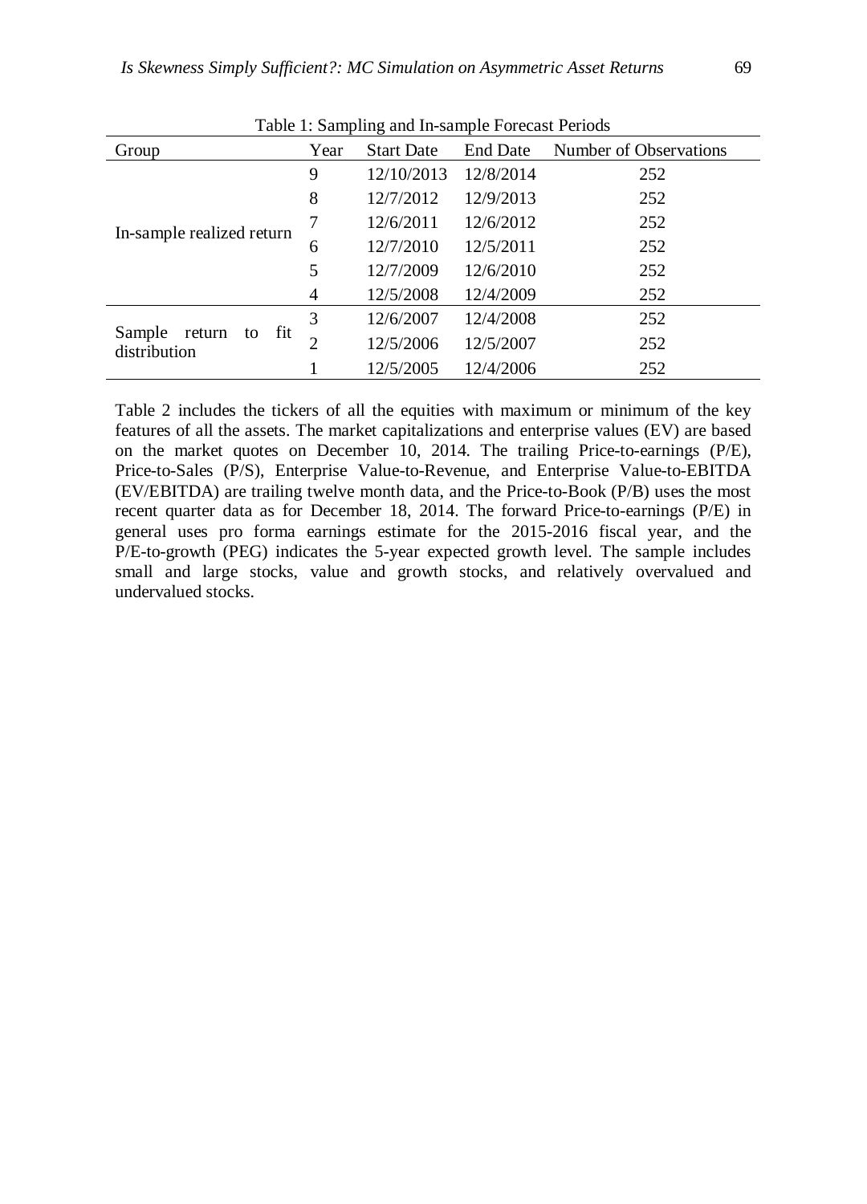Table 1: Sampling and In-sample Forecast Periods

| Group | Year | Start Date | End Date | Number of Observations |
|---|---|---|---|---|
| In-sample realized return | 9 | 12/10/2013 | 12/8/2014 | 252 |
| | 8 | 12/7/2012 | 12/9/2013 | 252 |
| | 7 | 12/6/2011 | 12/6/2012 | 252 |
| | 6 | 12/7/2010 | 12/5/2011 | 252 |
| | 5 | 12/7/2009 | 12/6/2010 | 252 |
| | 4 | 12/5/2008 | 12/4/2009 | 252 |
| Sample return to fit distribution | 3 | 12/6/2007 | 12/4/2008 | 252 |
| | 2 | 12/5/2006 | 12/5/2007 | 252 |
| | 1 | 12/5/2005 | 12/4/2006 | 252 |

Table 2 includes the tickers of all the equities with maximum or minimum of the key features of all the assets. The market capitalizations and enterprise values (EV) are based on the market quotes on December 10, 2014. The trailing Price-to-earnings (P/E), Price-to-Sales (P/S), Enterprise Value-to-Revenue, and Enterprise Value-to-EBITDA (EV/EBITDA) are trailing twelve month data, and the Price-to-Book (P/B) uses the most recent quarter data as for December 18, 2014. The forward Price-to-earnings (P/E) in general uses pro forma earnings estimate for the 2015-2016 fiscal year, and the P/E-to-growth (PEG) indicates the 5-year expected growth level. The sample includes small and large stocks, value and growth stocks, and relatively overvalued and undervalued stocks.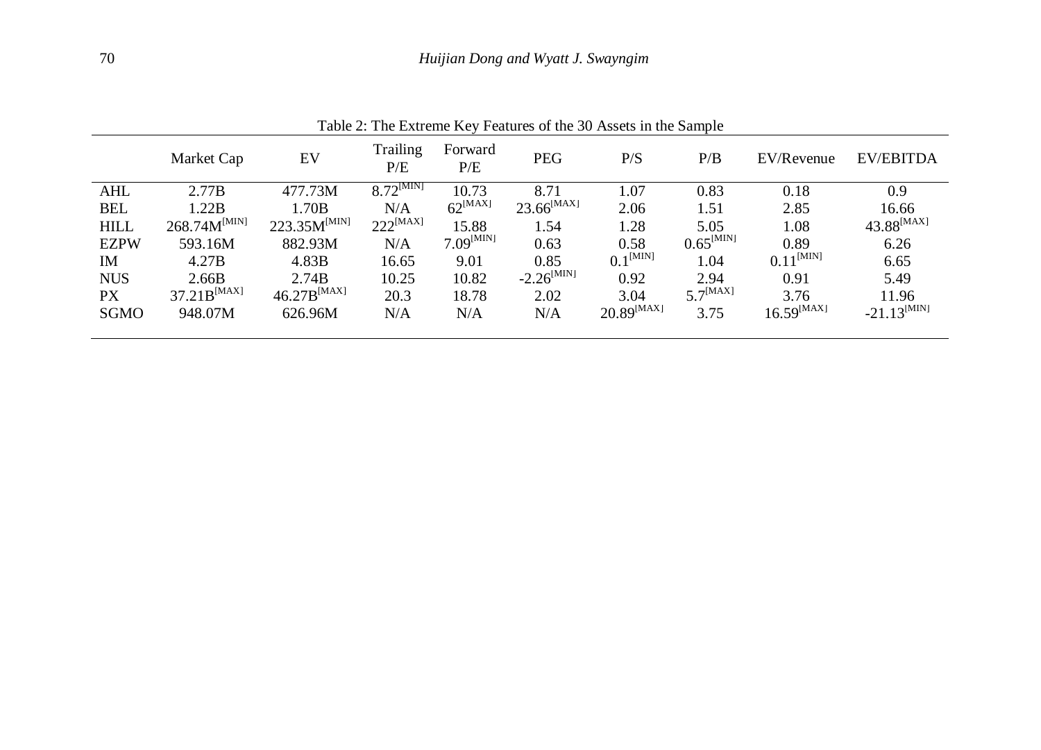Table 2: The Extreme Key Features of the 30 Assets in the Sample

| | Market Cap | EV | Trailing P/E | Forward P/E | PEG | P/S | P/B | EV/Revenue | EV/EBITDA |
|---|---|---|---|---|---|---|---|---|---|
| AHL | 2.77B | 477.73M | 8.72[MIN] | 10.73 | 8.71 | 1.07 | 0.83 | 0.18 | 0.9 |
| BEL | 1.22B | 1.70B | N/A | 62[MAX] | 23.66[MAX] | 2.06 | 1.51 | 2.85 | 16.66 |
| HILL | 268.74M[MIN] | 223.35M[MIN] | 222[MAX] | 15.88 | 1.54 | 1.28 | 5.05 | 1.08 | 43.88[MAX] |
| EZPW | 593.16M | 882.93M | N/A | 7.09[MIN] | 0.63 | 0.58 | 0.65[MIN] | 0.89 | 6.26 |
| IM | 4.27B | 4.83B | 16.65 | 9.01 | 0.85 | 0.1[MIN] | 1.04 | 0.11[MIN] | 6.65 |
| NUS | 2.66B | 2.74B | 10.25 | 10.82 | -2.26[MIN] | 0.92 | 2.94 | 0.91 | 5.49 |
| PX | 37.21B[MAX] | 46.27B[MAX] | 20.3 | 18.78 | 2.02 | 3.04 | 5.7[MAX] | 3.76 | 11.96 |
| SGMO | 948.07M | 626.96M | N/A | N/A | N/A | 20.89[MAX] | 3.75 | 16.59[MAX] | -21.13[MIN] |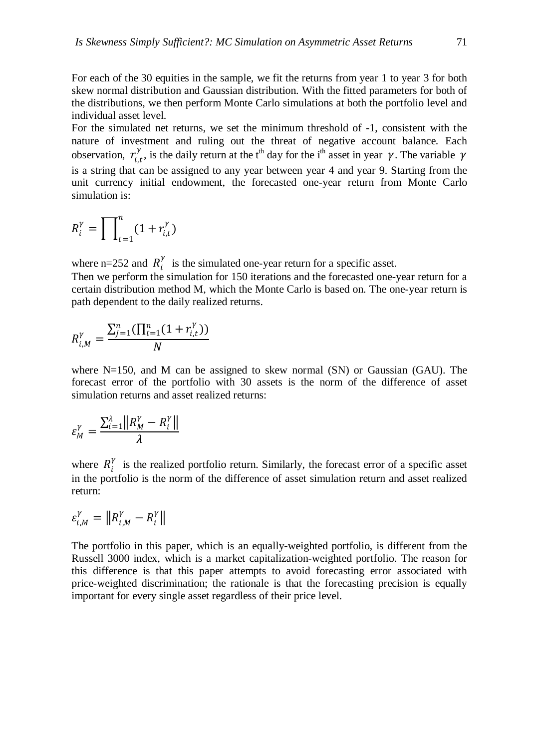For each of the 30 equities in the sample, we fit the returns from year 1 to year 3 for both skew normal distribution and Gaussian distribution. With the fitted parameters for both of the distributions, we then perform Monte Carlo simulations at both the portfolio level and individual asset level.

For the simulated net returns, we set the minimum threshold of -1, consistent with the nature of investment and ruling out the threat of negative account balance. Each observation, $r_{i,t}^{\gamma}$, is the daily return at the t[th] day for the i[th] asset in year $\gamma$. The variable $\gamma$ is a string that can be assigned to any year between year 4 and year 9. Starting from the unit currency initial endowment, the forecasted one-year return from Monte Carlo simulation is:

$$R_i^{\gamma} = \prod\nolimits_{t=1}^{n} (1 + r_{i,t}^{\gamma})$$

where n=252 and $R_i^{\gamma}$ is the simulated one-year return for a specific asset.

Then we perform the simulation for 150 iterations and the forecasted one-year return for a certain distribution method M, which the Monte Carlo is based on. The one-year return is path dependent to the daily realized returns.

$$R_{i,M}^{\gamma} = \frac{\sum_{j=1}^{n}(\prod_{t=1}^{n}(1 + r_{i,t}^{\gamma}))}{N}$$

where N=150, and M can be assigned to skew normal (SN) or Gaussian (GAU). The forecast error of the portfolio with 30 assets is the norm of the difference of asset simulation returns and asset realized returns:

$$\varepsilon_M^{\gamma} = \frac{\sum_{i=1}^{\lambda}\left\| R_M^{\gamma} - R_i^{\gamma} \right\|}{\lambda}$$

where $R_i^{\gamma}$ is the realized portfolio return. Similarly, the forecast error of a specific asset in the portfolio is the norm of the difference of asset simulation return and asset realized return:

$$\varepsilon_{i,M}^{\gamma} = \left\| R_{i,M}^{\gamma} - R_i^{\gamma} \right\|$$

The portfolio in this paper, which is an equally-weighted portfolio, is different from the Russell 3000 index, which is a market capitalization-weighted portfolio. The reason for this difference is that this paper attempts to avoid forecasting error associated with price-weighted discrimination; the rationale is that the forecasting precision is equally important for every single asset regardless of their price level.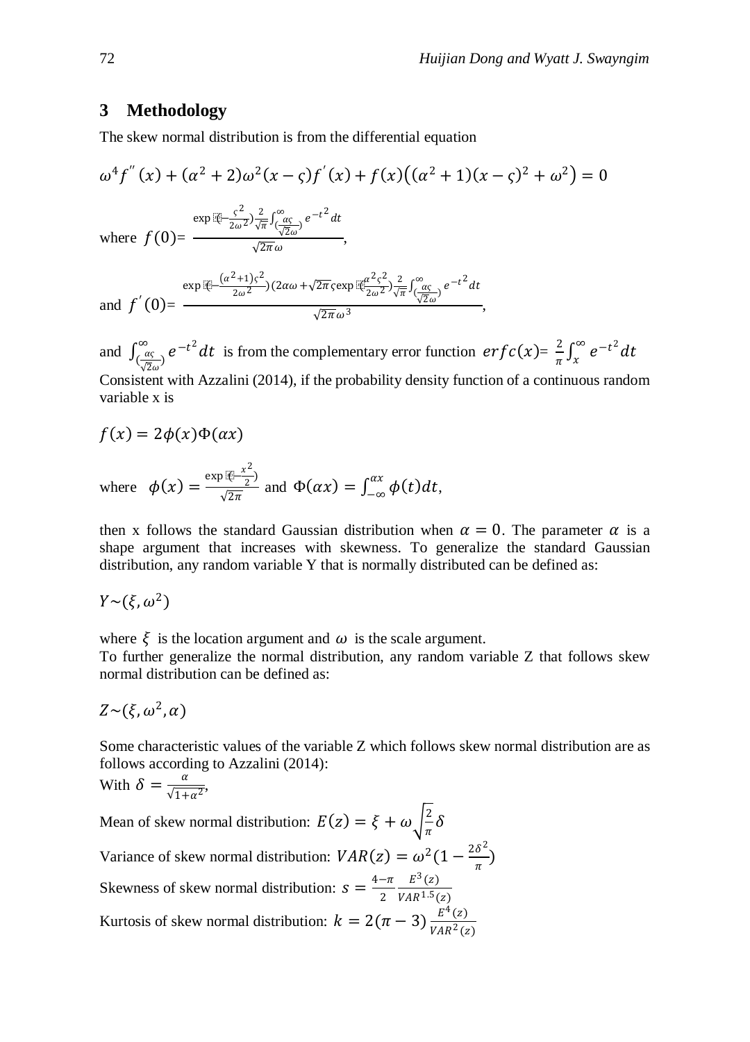## 3 Methodology

The skew normal distribution is from the differential equation

$$\omega^4 f''(x) + (\alpha^2 + 2)\omega^2 (x - \varsigma) f'(x) + f(x)\left((\alpha^2 + 1)(x - \varsigma)^2 + \omega^2\right) = 0$$

where $f(0) = \dfrac{\exp\left(-\frac{\varsigma^2}{2\omega^2}\right)\frac{2}{\sqrt{\pi}}\int_{\left(\frac{\alpha\varsigma}{\sqrt{2}\omega}\right)}^{\infty} e^{-t^2} dt}{\sqrt{2\pi}\omega}$,

and $f'(0) = \dfrac{\exp\left(-\frac{(\alpha^2+1)\varsigma^2}{2\omega^2}\right)\left(2\alpha\omega + \sqrt{2\pi}\varsigma \exp\left(\frac{\alpha^2\varsigma^2}{2\omega^2}\right)\frac{2}{\sqrt{\pi}}\int_{\left(\frac{\alpha\varsigma}{\sqrt{2}\omega}\right)}^{\infty} e^{-t^2} dt\right.}{\sqrt{2\pi}\omega^3}$,

and $\int_{\left(\frac{\alpha\varsigma}{\sqrt{2}\omega}\right)}^{\infty} e^{-t^2} dt$ is from the complementary error function $erfc(x) = \frac{2}{\pi}\int_{x}^{\infty} e^{-t^2} dt$

Consistent with Azzalini (2014), if the probability density function of a continuous random variable x is

$$f(x) = 2\phi(x)\Phi(\alpha x)$$

where $\phi(x) = \frac{\exp\left(-\frac{x^2}{2}\right)}{\sqrt{2\pi}}$ and $\Phi(\alpha x) = \int_{-\infty}^{\alpha x} \phi(t) dt$,

then x follows the standard Gaussian distribution when $\alpha = 0$. The parameter $\alpha$ is a shape argument that increases with skewness. To generalize the standard Gaussian distribution, any random variable Y that is normally distributed can be defined as:

$$Y \sim (\xi, \omega^2)$$

where $\xi$ is the location argument and $\omega$ is the scale argument.

To further generalize the normal distribution, any random variable Z that follows skew normal distribution can be defined as:

$$Z \sim (\xi, \omega^2, \alpha)$$

Some characteristic values of the variable Z which follows skew normal distribution are as follows according to Azzalini (2014):

With $\delta = \frac{\alpha}{\sqrt{1+\alpha^2}}$,

Mean of skew normal distribution: $E(z) = \xi + \omega\sqrt{\frac{2}{\pi}}\delta$

Variance of skew normal distribution: $VAR(z) = \omega^2\left(1 - \frac{2\delta^2}{\pi}\right)$

Skewness of skew normal distribution: $s = \frac{4-\pi}{2}\frac{E^3(z)}{VAR^{1.5}(z)}$

Kurtosis of skew normal distribution: $k = 2(\pi - 3)\frac{E^4(z)}{VAR^2(z)}$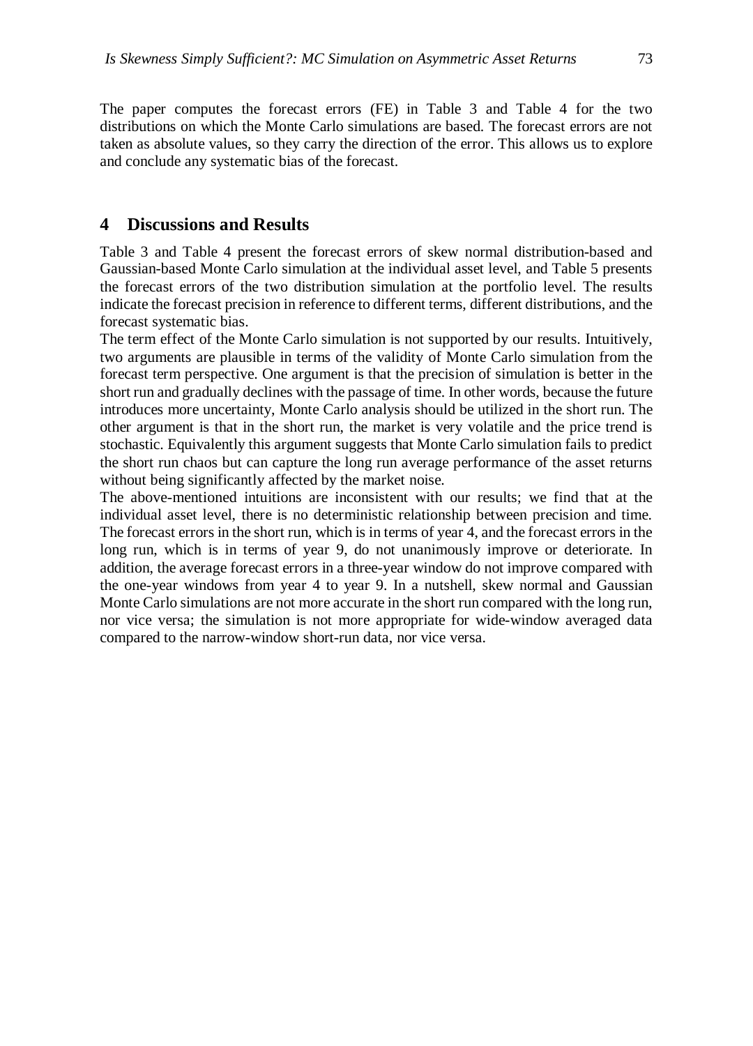The paper computes the forecast errors (FE) in Table 3 and Table 4 for the two distributions on which the Monte Carlo simulations are based. The forecast errors are not taken as absolute values, so they carry the direction of the error. This allows us to explore and conclude any systematic bias of the forecast.

## 4 Discussions and Results

Table 3 and Table 4 present the forecast errors of skew normal distribution-based and Gaussian-based Monte Carlo simulation at the individual asset level, and Table 5 presents the forecast errors of the two distribution simulation at the portfolio level. The results indicate the forecast precision in reference to different terms, different distributions, and the forecast systematic bias.

The term effect of the Monte Carlo simulation is not supported by our results. Intuitively, two arguments are plausible in terms of the validity of Monte Carlo simulation from the forecast term perspective. One argument is that the precision of simulation is better in the short run and gradually declines with the passage of time. In other words, because the future introduces more uncertainty, Monte Carlo analysis should be utilized in the short run. The other argument is that in the short run, the market is very volatile and the price trend is stochastic. Equivalently this argument suggests that Monte Carlo simulation fails to predict the short run chaos but can capture the long run average performance of the asset returns without being significantly affected by the market noise.

The above-mentioned intuitions are inconsistent with our results; we find that at the individual asset level, there is no deterministic relationship between precision and time. The forecast errors in the short run, which is in terms of year 4, and the forecast errors in the long run, which is in terms of year 9, do not unanimously improve or deteriorate. In addition, the average forecast errors in a three-year window do not improve compared with the one-year windows from year 4 to year 9. In a nutshell, skew normal and Gaussian Monte Carlo simulations are not more accurate in the short run compared with the long run, nor vice versa; the simulation is not more appropriate for wide-window averaged data compared to the narrow-window short-run data, nor vice versa.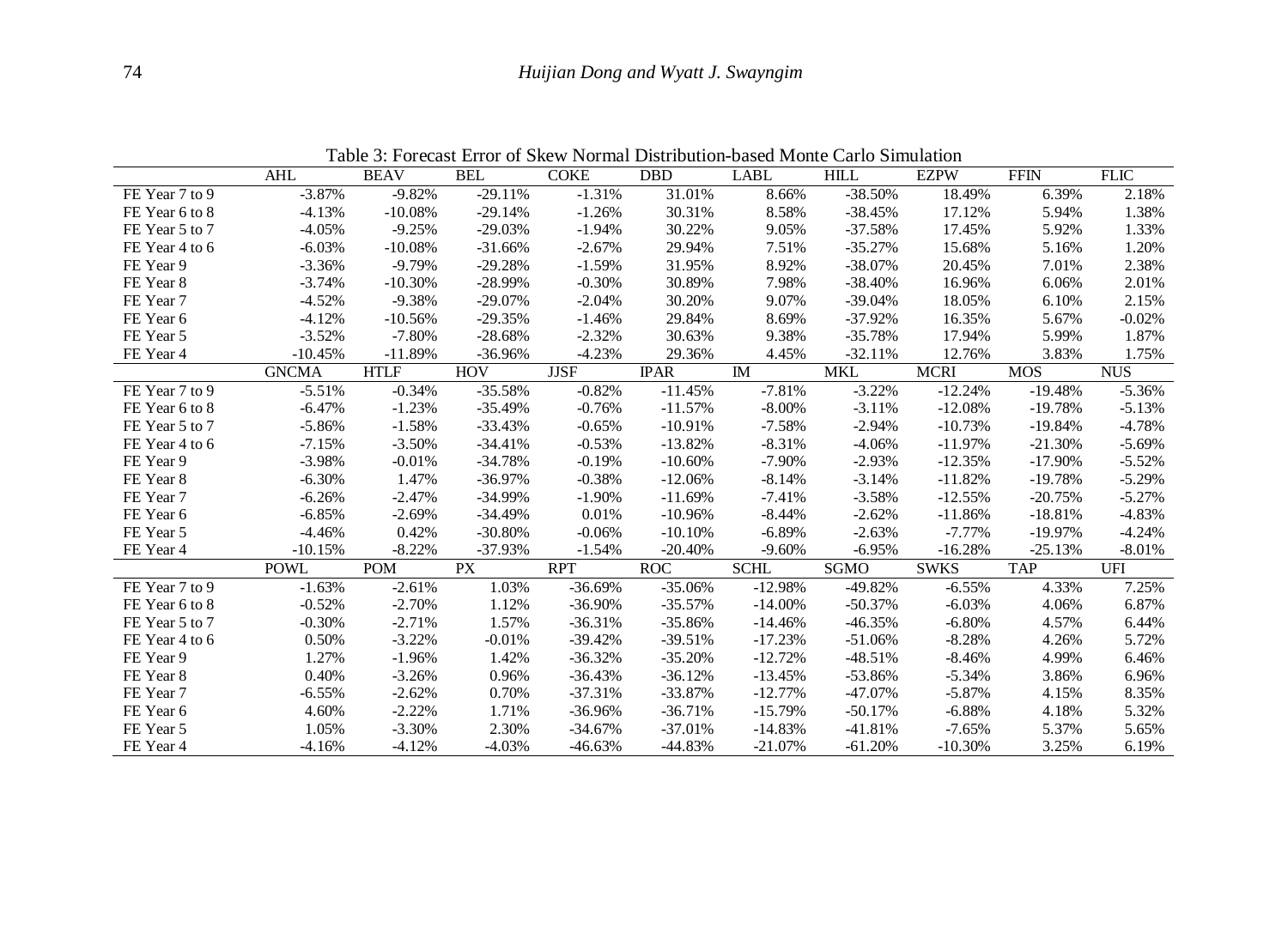Table 3: Forecast Error of Skew Normal Distribution-based Monte Carlo Simulation

| | AHL | BEAV | BEL | COKE | DBD | LABL | HILL | EZPW | FFIN | FLIC |
|---|---|---|---|---|---|---|---|---|---|---|
| FE Year 7 to 9 | -3.87% | -9.82% | -29.11% | -1.31% | 31.01% | 8.66% | -38.50% | 18.49% | 6.39% | 2.18% |
| FE Year 6 to 8 | -4.13% | -10.08% | -29.14% | -1.26% | 30.31% | 8.58% | -38.45% | 17.12% | 5.94% | 1.38% |
| FE Year 5 to 7 | -4.05% | -9.25% | -29.03% | -1.94% | 30.22% | 9.05% | -37.58% | 17.45% | 5.92% | 1.33% |
| FE Year 4 to 6 | -6.03% | -10.08% | -31.66% | -2.67% | 29.94% | 7.51% | -35.27% | 15.68% | 5.16% | 1.20% |
| FE Year 9 | -3.36% | -9.79% | -29.28% | -1.59% | 31.95% | 8.92% | -38.07% | 20.45% | 7.01% | 2.38% |
| FE Year 8 | -3.74% | -10.30% | -28.99% | -0.30% | 30.89% | 7.98% | -38.40% | 16.96% | 6.06% | 2.01% |
| FE Year 7 | -4.52% | -9.38% | -29.07% | -2.04% | 30.20% | 9.07% | -39.04% | 18.05% | 6.10% | 2.15% |
| FE Year 6 | -4.12% | -10.56% | -29.35% | -1.46% | 29.84% | 8.69% | -37.92% | 16.35% | 5.67% | -0.02% |
| FE Year 5 | -3.52% | -7.80% | -28.68% | -2.32% | 30.63% | 9.38% | -35.78% | 17.94% | 5.99% | 1.87% |
| FE Year 4 | -10.45% | -11.89% | -36.96% | -4.23% | 29.36% | 4.45% | -32.11% | 12.76% | 3.83% | 1.75% |
| | GNCMA | HTLF | HOV | JJSF | IPAR | IM | MKL | MCRI | MOS | NUS |
| FE Year 7 to 9 | -5.51% | -0.34% | -35.58% | -0.82% | -11.45% | -7.81% | -3.22% | -12.24% | -19.48% | -5.36% |
| FE Year 6 to 8 | -6.47% | -1.23% | -35.49% | -0.76% | -11.57% | -8.00% | -3.11% | -12.08% | -19.78% | -5.13% |
| FE Year 5 to 7 | -5.86% | -1.58% | -33.43% | -0.65% | -10.91% | -7.58% | -2.94% | -10.73% | -19.84% | -4.78% |
| FE Year 4 to 6 | -7.15% | -3.50% | -34.41% | -0.53% | -13.82% | -8.31% | -4.06% | -11.97% | -21.30% | -5.69% |
| FE Year 9 | -3.98% | -0.01% | -34.78% | -0.19% | -10.60% | -7.90% | -2.93% | -12.35% | -17.90% | -5.52% |
| FE Year 8 | -6.30% | 1.47% | -36.97% | -0.38% | -12.06% | -8.14% | -3.14% | -11.82% | -19.78% | -5.29% |
| FE Year 7 | -6.26% | -2.47% | -34.99% | -1.90% | -11.69% | -7.41% | -3.58% | -12.55% | -20.75% | -5.27% |
| FE Year 6 | -6.85% | -2.69% | -34.49% | 0.01% | -10.96% | -8.44% | -2.62% | -11.86% | -18.81% | -4.83% |
| FE Year 5 | -4.46% | 0.42% | -30.80% | -0.06% | -10.10% | -6.89% | -2.63% | -7.77% | -19.97% | -4.24% |
| FE Year 4 | -10.15% | -8.22% | -37.93% | -1.54% | -20.40% | -9.60% | -6.95% | -16.28% | -25.13% | -8.01% |
| | POWL | POM | PX | RPT | ROC | SCHL | SGMO | SWKS | TAP | UFI |
| FE Year 7 to 9 | -1.63% | -2.61% | 1.03% | -36.69% | -35.06% | -12.98% | -49.82% | -6.55% | 4.33% | 7.25% |
| FE Year 6 to 8 | -0.52% | -2.70% | 1.12% | -36.90% | -35.57% | -14.00% | -50.37% | -6.03% | 4.06% | 6.87% |
| FE Year 5 to 7 | -0.30% | -2.71% | 1.57% | -36.31% | -35.86% | -14.46% | -46.35% | -6.80% | 4.57% | 6.44% |
| FE Year 4 to 6 | 0.50% | -3.22% | -0.01% | -39.42% | -39.51% | -17.23% | -51.06% | -8.28% | 4.26% | 5.72% |
| FE Year 9 | 1.27% | -1.96% | 1.42% | -36.32% | -35.20% | -12.72% | -48.51% | -8.46% | 4.99% | 6.46% |
| FE Year 8 | 0.40% | -3.26% | 0.96% | -36.43% | -36.12% | -13.45% | -53.86% | -5.34% | 3.86% | 6.96% |
| FE Year 7 | -6.55% | -2.62% | 0.70% | -37.31% | -33.87% | -12.77% | -47.07% | -5.87% | 4.15% | 8.35% |
| FE Year 6 | 4.60% | -2.22% | 1.71% | -36.96% | -36.71% | -15.79% | -50.17% | -6.88% | 4.18% | 5.32% |
| FE Year 5 | 1.05% | -3.30% | 2.30% | -34.67% | -37.01% | -14.83% | -41.81% | -7.65% | 5.37% | 5.65% |
| FE Year 4 | -4.16% | -4.12% | -4.03% | -46.63% | -44.83% | -21.07% | -61.20% | -10.30% | 3.25% | 6.19% |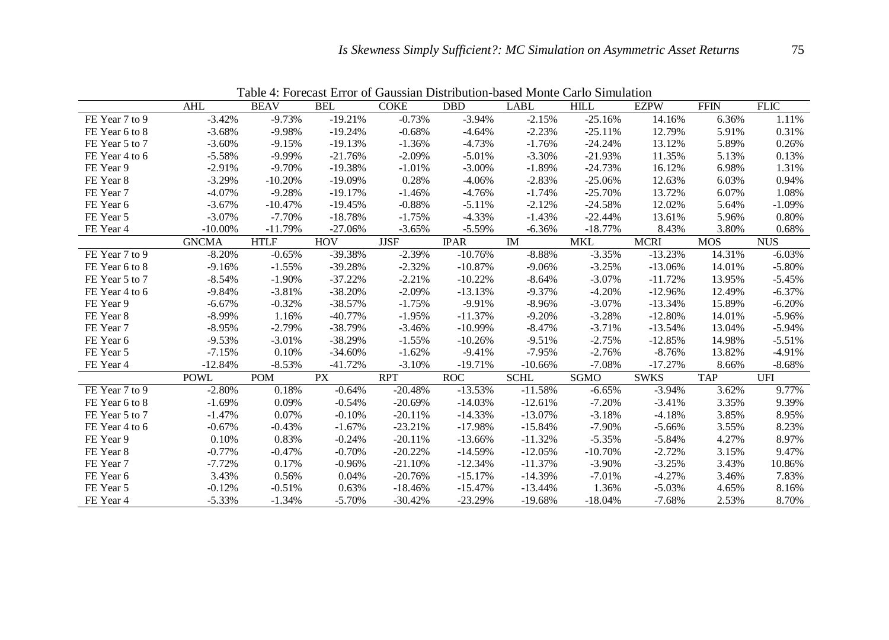Table 4: Forecast Error of Gaussian Distribution-based Monte Carlo Simulation

| | AHL | BEAV | BEL | COKE | DBD | LABL | HILL | EZPW | FFIN | FLIC |
|---|---|---|---|---|---|---|---|---|---|---|
| FE Year 7 to 9 | -3.42% | -9.73% | -19.21% | -0.73% | -3.94% | -2.15% | -25.16% | 14.16% | 6.36% | 1.11% |
| FE Year 6 to 8 | -3.68% | -9.98% | -19.24% | -0.68% | -4.64% | -2.23% | -25.11% | 12.79% | 5.91% | 0.31% |
| FE Year 5 to 7 | -3.60% | -9.15% | -19.13% | -1.36% | -4.73% | -1.76% | -24.24% | 13.12% | 5.89% | 0.26% |
| FE Year 4 to 6 | -5.58% | -9.99% | -21.76% | -2.09% | -5.01% | -3.30% | -21.93% | 11.35% | 5.13% | 0.13% |
| FE Year 9 | -2.91% | -9.70% | -19.38% | -1.01% | -3.00% | -1.89% | -24.73% | 16.12% | 6.98% | 1.31% |
| FE Year 8 | -3.29% | -10.20% | -19.09% | 0.28% | -4.06% | -2.83% | -25.06% | 12.63% | 6.03% | 0.94% |
| FE Year 7 | -4.07% | -9.28% | -19.17% | -1.46% | -4.76% | -1.74% | -25.70% | 13.72% | 6.07% | 1.08% |
| FE Year 6 | -3.67% | -10.47% | -19.45% | -0.88% | -5.11% | -2.12% | -24.58% | 12.02% | 5.64% | -1.09% |
| FE Year 5 | -3.07% | -7.70% | -18.78% | -1.75% | -4.33% | -1.43% | -22.44% | 13.61% | 5.96% | 0.80% |
| FE Year 4 | -10.00% | -11.79% | -27.06% | -3.65% | -5.59% | -6.36% | -18.77% | 8.43% | 3.80% | 0.68% |
| | **GNCMA** | **HTLF** | **HOV** | **JJSF** | **IPAR** | **IM** | **MKL** | **MCRI** | **MOS** | **NUS** |
| FE Year 7 to 9 | -8.20% | -0.65% | -39.38% | -2.39% | -10.76% | -8.88% | -3.35% | -13.23% | 14.31% | -6.03% |
| FE Year 6 to 8 | -9.16% | -1.55% | -39.28% | -2.32% | -10.87% | -9.06% | -3.25% | -13.06% | 14.01% | -5.80% |
| FE Year 5 to 7 | -8.54% | -1.90% | -37.22% | -2.21% | -10.22% | -8.64% | -3.07% | -11.72% | 13.95% | -5.45% |
| FE Year 4 to 6 | -9.84% | -3.81% | -38.20% | -2.09% | -13.13% | -9.37% | -4.20% | -12.96% | 12.49% | -6.37% |
| FE Year 9 | -6.67% | -0.32% | -38.57% | -1.75% | -9.91% | -8.96% | -3.07% | -13.34% | 15.89% | -6.20% |
| FE Year 8 | -8.99% | 1.16% | -40.77% | -1.95% | -11.37% | -9.20% | -3.28% | -12.80% | 14.01% | -5.96% |
| FE Year 7 | -8.95% | -2.79% | -38.79% | -3.46% | -10.99% | -8.47% | -3.71% | -13.54% | 13.04% | -5.94% |
| FE Year 6 | -9.53% | -3.01% | -38.29% | -1.55% | -10.26% | -9.51% | -2.75% | -12.85% | 14.98% | -5.51% |
| FE Year 5 | -7.15% | 0.10% | -34.60% | -1.62% | -9.41% | -7.95% | -2.76% | -8.76% | 13.82% | -4.91% |
| FE Year 4 | -12.84% | -8.53% | -41.72% | -3.10% | -19.71% | -10.66% | -7.08% | -17.27% | 8.66% | -8.68% |
| | **POWL** | **POM** | **PX** | **RPT** | **ROC** | **SCHL** | **SGMO** | **SWKS** | **TAP** | **UFI** |
| FE Year 7 to 9 | -2.80% | 0.18% | -0.64% | -20.48% | -13.53% | -11.58% | -6.65% | -3.94% | 3.62% | 9.77% |
| FE Year 6 to 8 | -1.69% | 0.09% | -0.54% | -20.69% | -14.03% | -12.61% | -7.20% | -3.41% | 3.35% | 9.39% |
| FE Year 5 to 7 | -1.47% | 0.07% | -0.10% | -20.11% | -14.33% | -13.07% | -3.18% | -4.18% | 3.85% | 8.95% |
| FE Year 4 to 6 | -0.67% | -0.43% | -1.67% | -23.21% | -17.98% | -15.84% | -7.90% | -5.66% | 3.55% | 8.23% |
| FE Year 9 | 0.10% | 0.83% | -0.24% | -20.11% | -13.66% | -11.32% | -5.35% | -5.84% | 4.27% | 8.97% |
| FE Year 8 | -0.77% | -0.47% | -0.70% | -20.22% | -14.59% | -12.05% | -10.70% | -2.72% | 3.15% | 9.47% |
| FE Year 7 | -7.72% | 0.17% | -0.96% | -21.10% | -12.34% | -11.37% | -3.90% | -3.25% | 3.43% | 10.86% |
| FE Year 6 | 3.43% | 0.56% | 0.04% | -20.76% | -15.17% | -14.39% | -7.01% | -4.27% | 3.46% | 7.83% |
| FE Year 5 | -0.12% | -0.51% | 0.63% | -18.46% | -15.47% | -13.44% | 1.36% | -5.03% | 4.65% | 8.16% |
| FE Year 4 | -5.33% | -1.34% | -5.70% | -30.42% | -23.29% | -19.68% | -18.04% | -7.68% | 2.53% | 8.70% |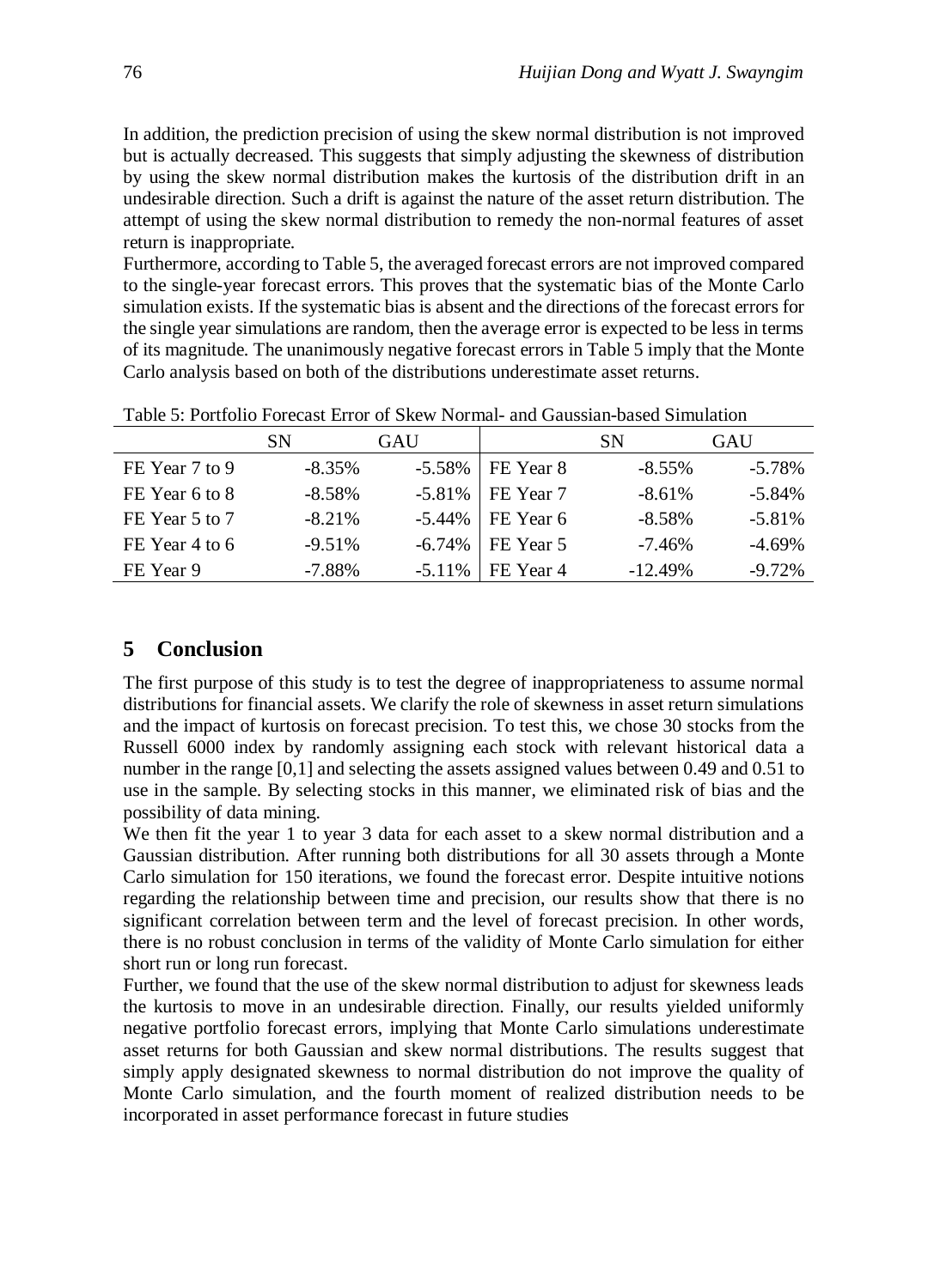In addition, the prediction precision of using the skew normal distribution is not improved but is actually decreased. This suggests that simply adjusting the skewness of distribution by using the skew normal distribution makes the kurtosis of the distribution drift in an undesirable direction. Such a drift is against the nature of the asset return distribution. The attempt of using the skew normal distribution to remedy the non-normal features of asset return is inappropriate.

Furthermore, according to Table 5, the averaged forecast errors are not improved compared to the single-year forecast errors. This proves that the systematic bias of the Monte Carlo simulation exists. If the systematic bias is absent and the directions of the forecast errors for the single year simulations are random, then the average error is expected to be less in terms of its magnitude. The unanimously negative forecast errors in Table 5 imply that the Monte Carlo analysis based on both of the distributions underestimate asset returns.

Table 5: Portfolio Forecast Error of Skew Normal- and Gaussian-based Simulation

| | SN | GAU | | SN | GAU |
|---|---|---|---|---|---|
| FE Year 7 to 9 | -8.35% | -5.58% | FE Year 8 | -8.55% | -5.78% |
| FE Year 6 to 8 | -8.58% | -5.81% | FE Year 7 | -8.61% | -5.84% |
| FE Year 5 to 7 | -8.21% | -5.44% | FE Year 6 | -8.58% | -5.81% |
| FE Year 4 to 6 | -9.51% | -6.74% | FE Year 5 | -7.46% | -4.69% |
| FE Year 9 | -7.88% | -5.11% | FE Year 4 | -12.49% | -9.72% |

## 5 Conclusion

The first purpose of this study is to test the degree of inappropriateness to assume normal distributions for financial assets. We clarify the role of skewness in asset return simulations and the impact of kurtosis on forecast precision. To test this, we chose 30 stocks from the Russell 6000 index by randomly assigning each stock with relevant historical data a number in the range [0,1] and selecting the assets assigned values between 0.49 and 0.51 to use in the sample. By selecting stocks in this manner, we eliminated risk of bias and the possibility of data mining.

We then fit the year 1 to year 3 data for each asset to a skew normal distribution and a Gaussian distribution. After running both distributions for all 30 assets through a Monte Carlo simulation for 150 iterations, we found the forecast error. Despite intuitive notions regarding the relationship between time and precision, our results show that there is no significant correlation between term and the level of forecast precision. In other words, there is no robust conclusion in terms of the validity of Monte Carlo simulation for either short run or long run forecast.

Further, we found that the use of the skew normal distribution to adjust for skewness leads the kurtosis to move in an undesirable direction. Finally, our results yielded uniformly negative portfolio forecast errors, implying that Monte Carlo simulations underestimate asset returns for both Gaussian and skew normal distributions. The results suggest that simply apply designated skewness to normal distribution do not improve the quality of Monte Carlo simulation, and the fourth moment of realized distribution needs to be incorporated in asset performance forecast in future studies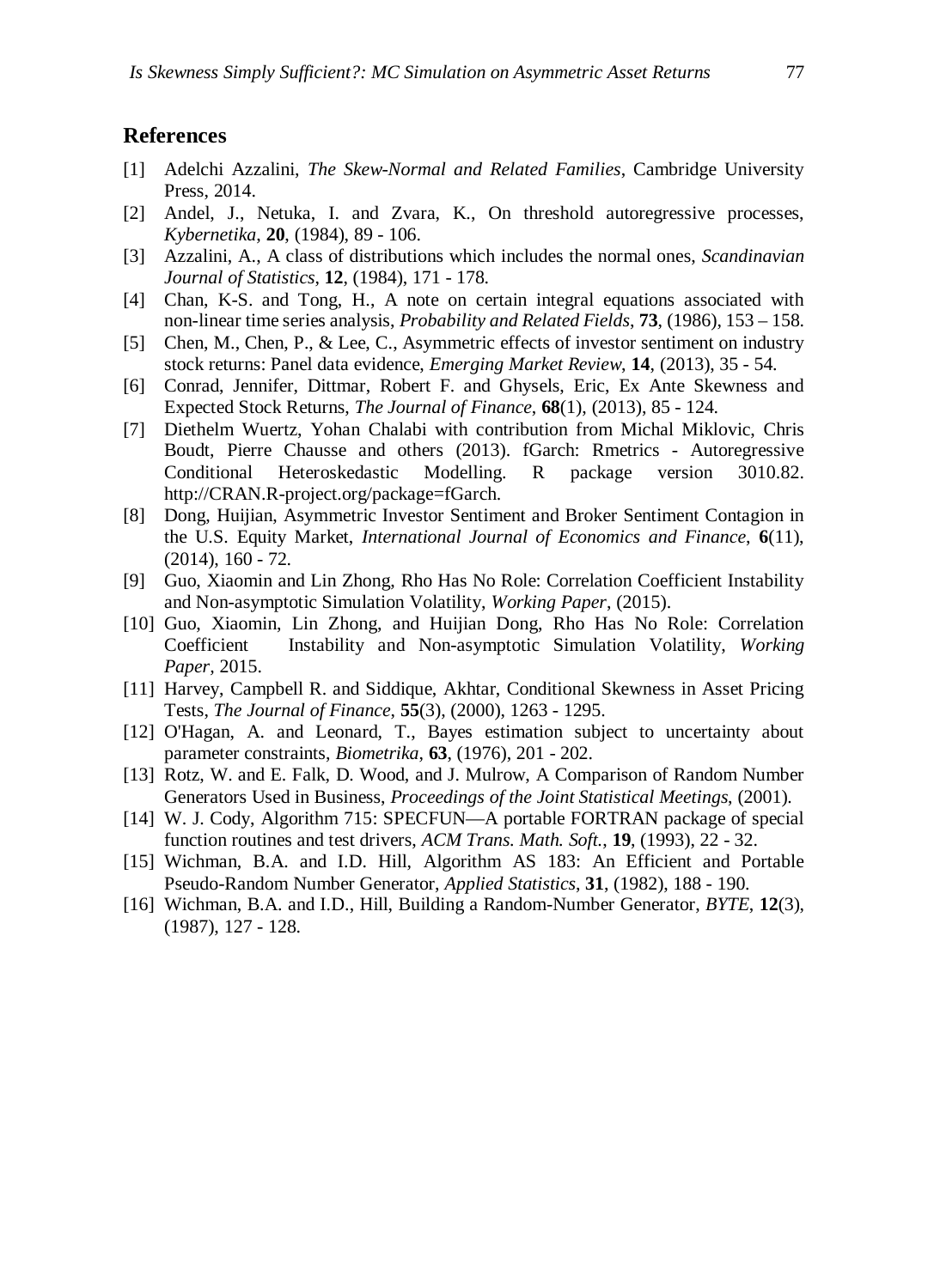## References

[1] Adelchi Azzalini, *The Skew-Normal and Related Families*, Cambridge University Press, 2014.

[2] Andel, J., Netuka, I. and Zvara, K., On threshold autoregressive processes, *Kybernetika*, **20**, (1984), 89 - 106.

[3] Azzalini, A., A class of distributions which includes the normal ones, *Scandinavian Journal of Statistics*, **12**, (1984), 171 - 178.

[4] Chan, K-S. and Tong, H., A note on certain integral equations associated with non-linear time series analysis, *Probability and Related Fields*, **73**, (1986), 153 – 158.

[5] Chen, M., Chen, P., & Lee, C., Asymmetric effects of investor sentiment on industry stock returns: Panel data evidence, *Emerging Market Review*, **14**, (2013), 35 - 54.

[6] Conrad, Jennifer, Dittmar, Robert F. and Ghysels, Eric, Ex Ante Skewness and Expected Stock Returns, *The Journal of Finance*, **68**(1), (2013), 85 - 124.

[7] Diethelm Wuertz, Yohan Chalabi with contribution from Michal Miklovic, Chris Boudt, Pierre Chausse and others (2013). fGarch: Rmetrics - Autoregressive Conditional Heteroskedastic Modelling. R package version 3010.82. http://CRAN.R-project.org/package=fGarch.

[8] Dong, Huijian, Asymmetric Investor Sentiment and Broker Sentiment Contagion in the U.S. Equity Market, *International Journal of Economics and Finance*, **6**(11), (2014), 160 - 72.

[9] Guo, Xiaomin and Lin Zhong, Rho Has No Role: Correlation Coefficient Instability and Non-asymptotic Simulation Volatility, *Working Paper*, (2015).

[10] Guo, Xiaomin, Lin Zhong, and Huijian Dong, Rho Has No Role: Correlation Coefficient Instability and Non-asymptotic Simulation Volatility, *Working Paper*, 2015.

[11] Harvey, Campbell R. and Siddique, Akhtar, Conditional Skewness in Asset Pricing Tests, *The Journal of Finance*, **55**(3), (2000), 1263 - 1295.

[12] O'Hagan, A. and Leonard, T., Bayes estimation subject to uncertainty about parameter constraints, *Biometrika*, **63**, (1976), 201 - 202.

[13] Rotz, W. and E. Falk, D. Wood, and J. Mulrow, A Comparison of Random Number Generators Used in Business, *Proceedings of the Joint Statistical Meetings*, (2001).

[14] W. J. Cody, Algorithm 715: SPECFUN—A portable FORTRAN package of special function routines and test drivers, *ACM Trans. Math. Soft.*, **19**, (1993), 22 - 32.

[15] Wichman, B.A. and I.D. Hill, Algorithm AS 183: An Efficient and Portable Pseudo-Random Number Generator, *Applied Statistics*, **31**, (1982), 188 - 190.

[16] Wichman, B.A. and I.D., Hill, Building a Random-Number Generator, *BYTE*, **12**(3), (1987), 127 - 128.